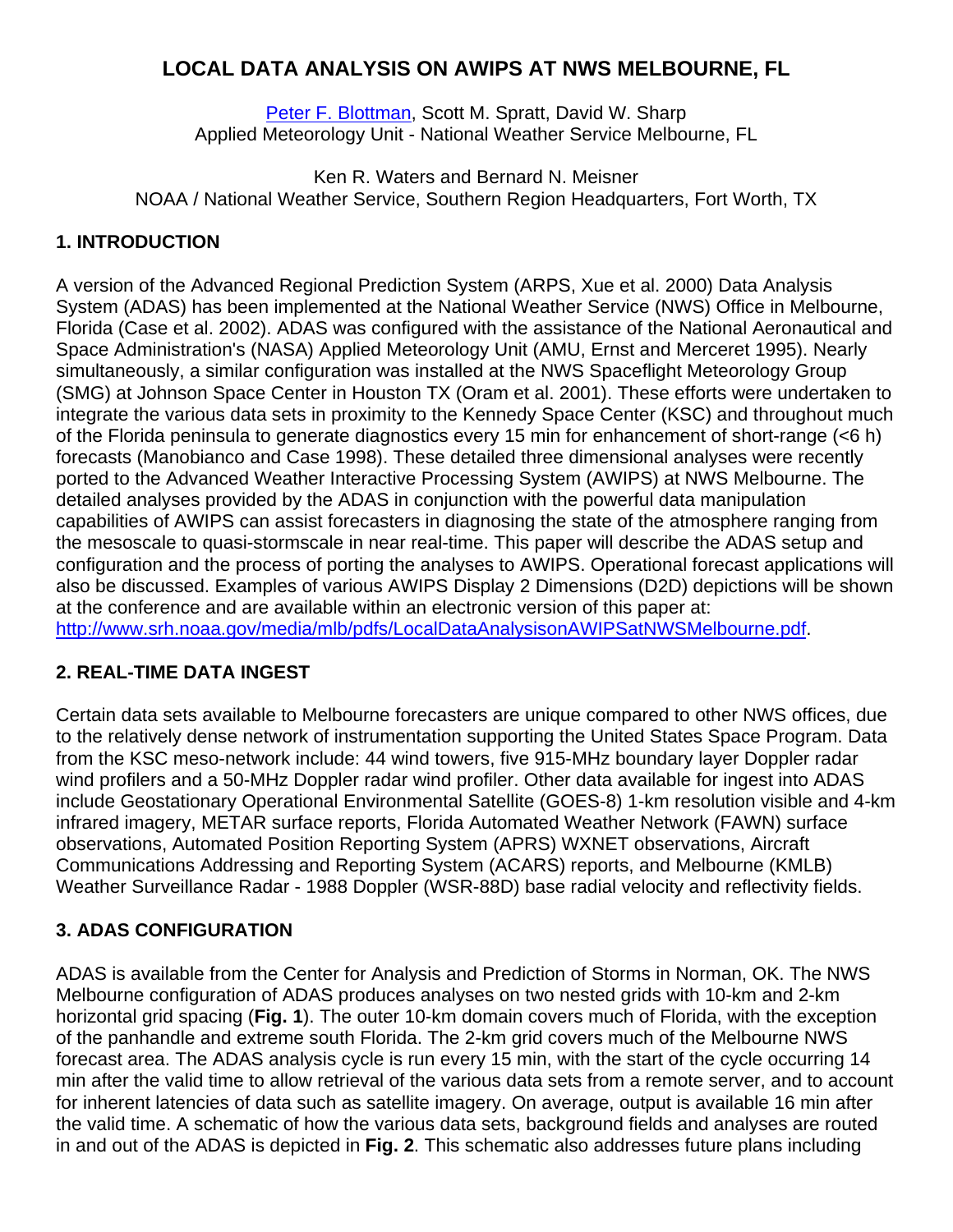# LOCAL DATA ANALYSIS ON AWIPS AT NWS MELBOURNE, FL

[Peter F. Blottman](), Scott M. Spratt, David W. Sharp
Applied Meteorology Unit - National Weather Service Melbourne, FL

Ken R. Waters and Bernard N. Meisner
NOAA / National Weather Service, Southern Region Headquarters, Fort Worth, TX

## 1. INTRODUCTION

A version of the Advanced Regional Prediction System (ARPS, Xue et al. 2000) Data Analysis System (ADAS) has been implemented at the National Weather Service (NWS) Office in Melbourne, Florida (Case et al. 2002). ADAS was configured with the assistance of the National Aeronautical and Space Administration's (NASA) Applied Meteorology Unit (AMU, Ernst and Merceret 1995). Nearly simultaneously, a similar configuration was installed at the NWS Spaceflight Meteorology Group (SMG) at Johnson Space Center in Houston TX (Oram et al. 2001). These efforts were undertaken to integrate the various data sets in proximity to the Kennedy Space Center (KSC) and throughout much of the Florida peninsula to generate diagnostics every 15 min for enhancement of short-range (<6 h) forecasts (Manobianco and Case 1998). These detailed three dimensional analyses were recently ported to the Advanced Weather Interactive Processing System (AWIPS) at NWS Melbourne. The detailed analyses provided by the ADAS in conjunction with the powerful data manipulation capabilities of AWIPS can assist forecasters in diagnosing the state of the atmosphere ranging from the mesoscale to quasi-stormscale in near real-time. This paper will describe the ADAS setup and configuration and the process of porting the analyses to AWIPS. Operational forecast applications will also be discussed. Examples of various AWIPS Display 2 Dimensions (D2D) depictions will be shown at the conference and are available within an electronic version of this paper at: [http://www.srh.noaa.gov/media/mlb/pdfs/LocalDataAnalysisonAWIPSatNWSMelbourne.pdf](http://www.srh.noaa.gov/media/mlb/pdfs/LocalDataAnalysisonAWIPSatNWSMelbourne.pdf).

## 2. REAL-TIME DATA INGEST

Certain data sets available to Melbourne forecasters are unique compared to other NWS offices, due to the relatively dense network of instrumentation supporting the United States Space Program. Data from the KSC meso-network include: 44 wind towers, five 915-MHz boundary layer Doppler radar wind profilers and a 50-MHz Doppler radar wind profiler. Other data available for ingest into ADAS include Geostationary Operational Environmental Satellite (GOES-8) 1-km resolution visible and 4-km infrared imagery, METAR surface reports, Florida Automated Weather Network (FAWN) surface observations, Automated Position Reporting System (APRS) WXNET observations, Aircraft Communications Addressing and Reporting System (ACARS) reports, and Melbourne (KMLB) Weather Surveillance Radar - 1988 Doppler (WSR-88D) base radial velocity and reflectivity fields.

## 3. ADAS CONFIGURATION

ADAS is available from the Center for Analysis and Prediction of Storms in Norman, OK. The NWS Melbourne configuration of ADAS produces analyses on two nested grids with 10-km and 2-km horizontal grid spacing (**Fig. 1**). The outer 10-km domain covers much of Florida, with the exception of the panhandle and extreme south Florida. The 2-km grid covers much of the Melbourne NWS forecast area. The ADAS analysis cycle is run every 15 min, with the start of the cycle occurring 14 min after the valid time to allow retrieval of the various data sets from a remote server, and to account for inherent latencies of data such as satellite imagery. On average, output is available 16 min after the valid time. A schematic of how the various data sets, background fields and analyses are routed in and out of the ADAS is depicted in **Fig. 2**. This schematic also addresses future plans including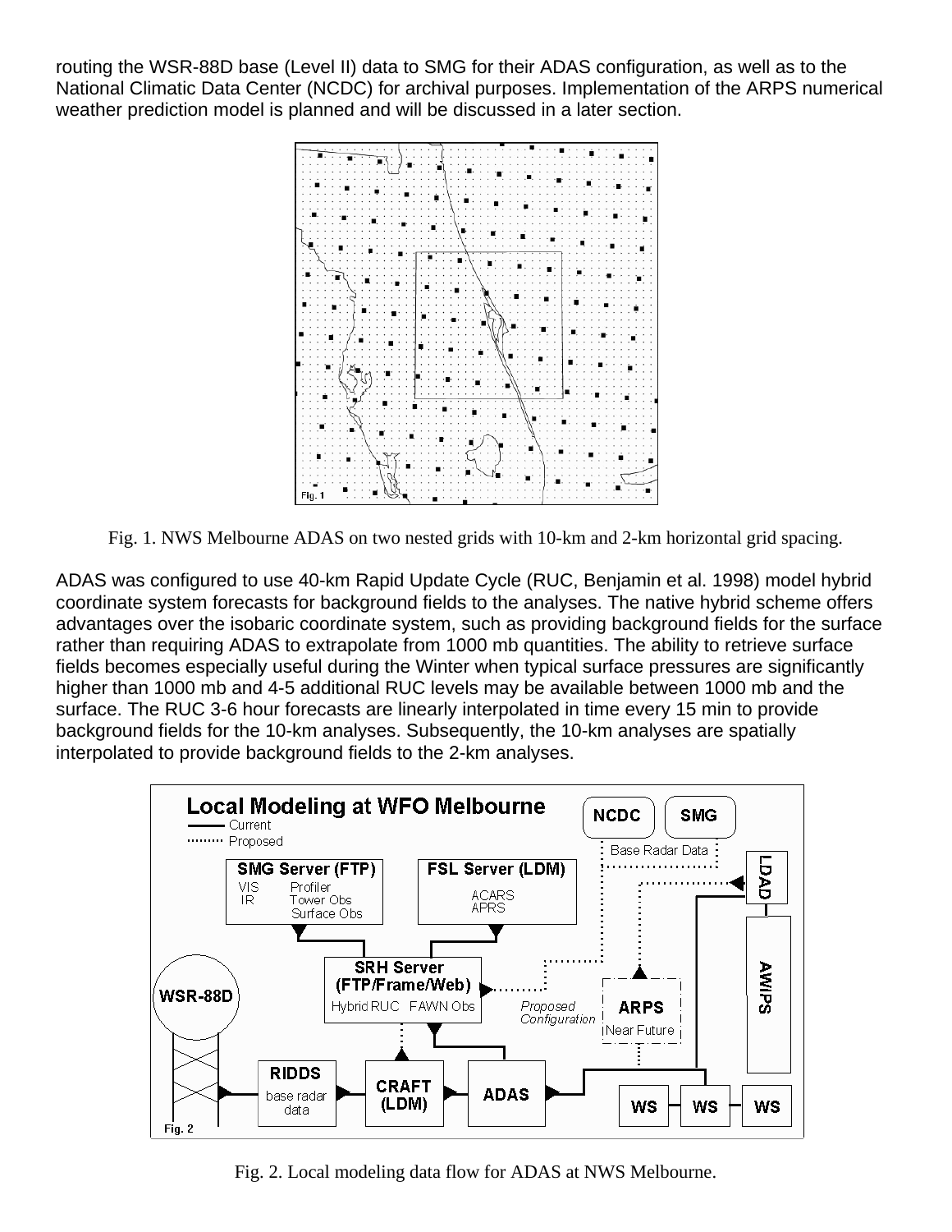routing the WSR-88D base (Level II) data to SMG for their ADAS configuration, as well as to the National Climatic Data Center (NCDC) for archival purposes. Implementation of the ARPS numerical weather prediction model is planned and will be discussed in a later section.

Fig. 1. NWS Melbourne ADAS on two nested grids with 10-km and 2-km horizontal grid spacing.

ADAS was configured to use 40-km Rapid Update Cycle (RUC, Benjamin et al. 1998) model hybrid coordinate system forecasts for background fields to the analyses. The native hybrid scheme offers advantages over the isobaric coordinate system, such as providing background fields for the surface rather than requiring ADAS to extrapolate from 1000 mb quantities. The ability to retrieve surface fields becomes especially useful during the Winter when typical surface pressures are significantly higher than 1000 mb and 4-5 additional RUC levels may be available between 1000 mb and the surface. The RUC 3-6 hour forecasts are linearly interpolated in time every 15 min to provide background fields for the 10-km analyses. Subsequently, the 10-km analyses are spatially interpolated to provide background fields to the 2-km analyses.

Fig. 2. Local modeling data flow for ADAS at NWS Melbourne.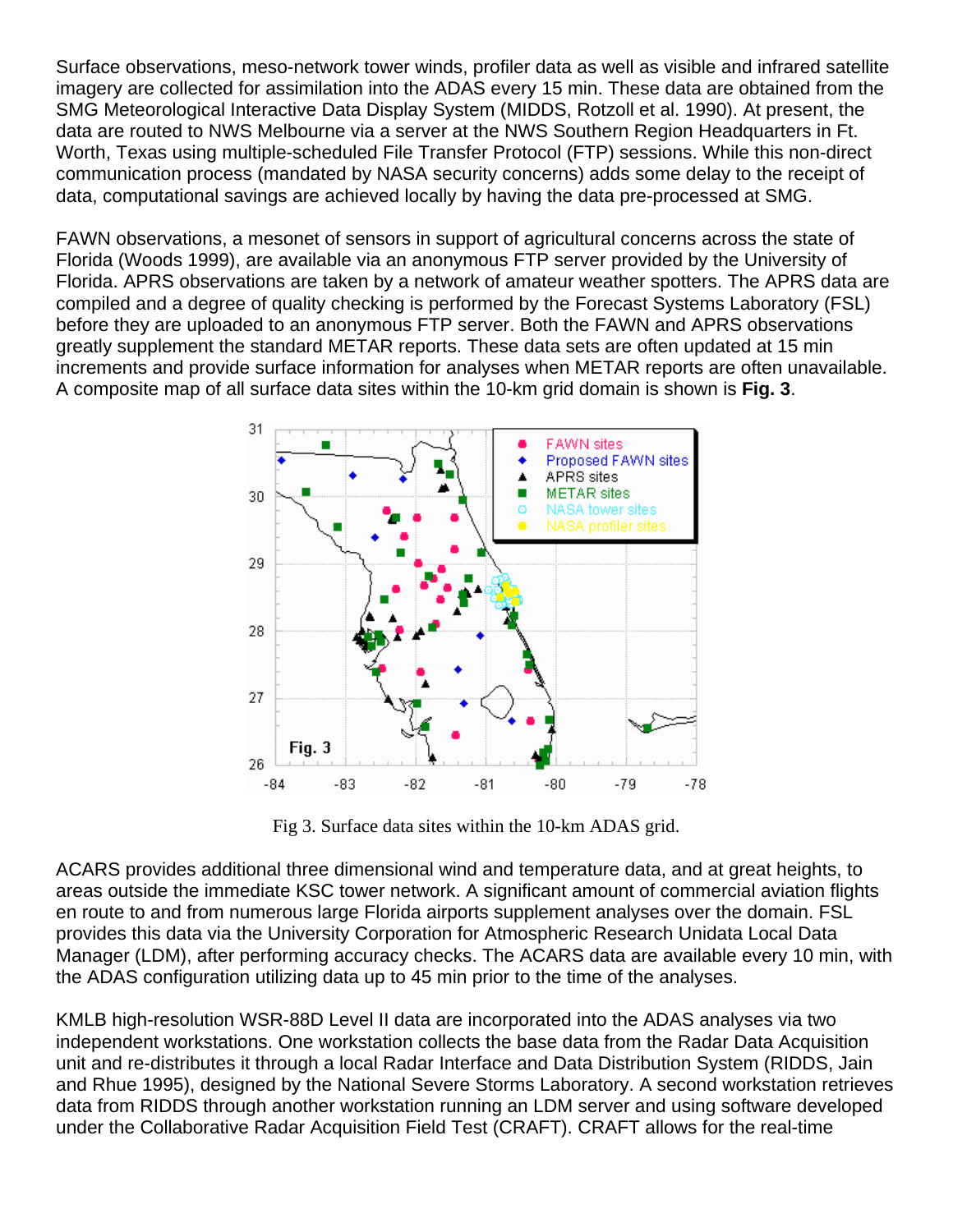Surface observations, meso-network tower winds, profiler data as well as visible and infrared satellite imagery are collected for assimilation into the ADAS every 15 min. These data are obtained from the SMG Meteorological Interactive Data Display System (MIDDS, Rotzoll et al. 1990). At present, the data are routed to NWS Melbourne via a server at the NWS Southern Region Headquarters in Ft. Worth, Texas using multiple-scheduled File Transfer Protocol (FTP) sessions. While this non-direct communication process (mandated by NASA security concerns) adds some delay to the receipt of data, computational savings are achieved locally by having the data pre-processed at SMG.

FAWN observations, a mesonet of sensors in support of agricultural concerns across the state of Florida (Woods 1999), are available via an anonymous FTP server provided by the University of Florida. APRS observations are taken by a network of amateur weather spotters. The APRS data are compiled and a degree of quality checking is performed by the Forecast Systems Laboratory (FSL) before they are uploaded to an anonymous FTP server. Both the FAWN and APRS observations greatly supplement the standard METAR reports. These data sets are often updated at 15 min increments and provide surface information for analyses when METAR reports are often unavailable. A composite map of all surface data sites within the 10-km grid domain is shown is **Fig. 3**.

Fig 3. Surface data sites within the 10-km ADAS grid.

ACARS provides additional three dimensional wind and temperature data, and at great heights, to areas outside the immediate KSC tower network. A significant amount of commercial aviation flights en route to and from numerous large Florida airports supplement analyses over the domain. FSL provides this data via the University Corporation for Atmospheric Research Unidata Local Data Manager (LDM), after performing accuracy checks. The ACARS data are available every 10 min, with the ADAS configuration utilizing data up to 45 min prior to the time of the analyses.

KMLB high-resolution WSR-88D Level II data are incorporated into the ADAS analyses via two independent workstations. One workstation collects the base data from the Radar Data Acquisition unit and re-distributes it through a local Radar Interface and Data Distribution System (RIDDS, Jain and Rhue 1995), designed by the National Severe Storms Laboratory. A second workstation retrieves data from RIDDS through another workstation running an LDM server and using software developed under the Collaborative Radar Acquisition Field Test (CRAFT). CRAFT allows for the real-time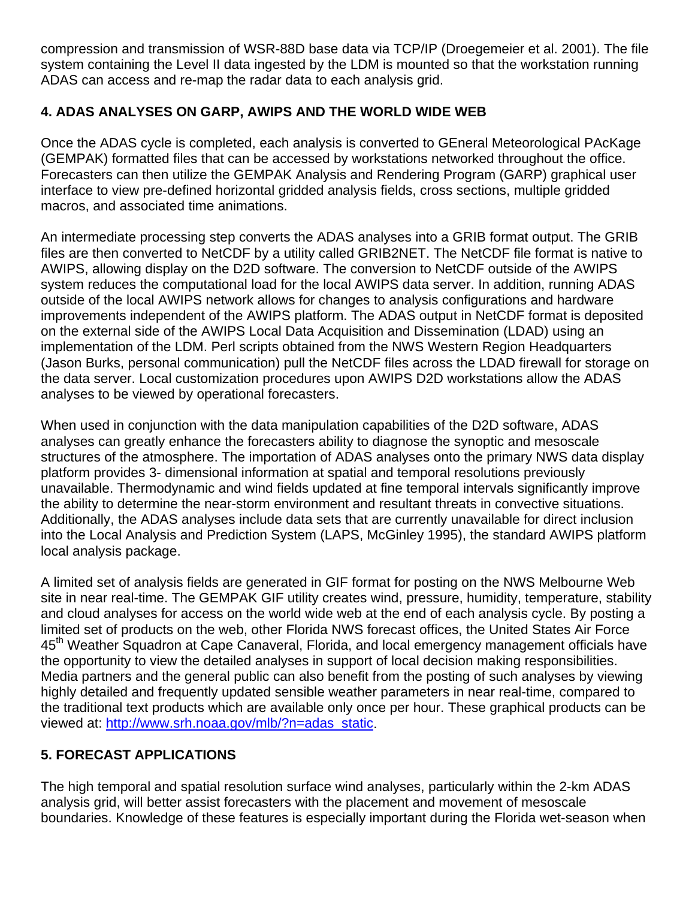compression and transmission of WSR-88D base data via TCP/IP (Droegemeier et al. 2001). The file system containing the Level II data ingested by the LDM is mounted so that the workstation running ADAS can access and re-map the radar data to each analysis grid.

## 4. ADAS ANALYSES ON GARP, AWIPS AND THE WORLD WIDE WEB

Once the ADAS cycle is completed, each analysis is converted to GEneral Meteorological PAcKage (GEMPAK) formatted files that can be accessed by workstations networked throughout the office. Forecasters can then utilize the GEMPAK Analysis and Rendering Program (GARP) graphical user interface to view pre-defined horizontal gridded analysis fields, cross sections, multiple gridded macros, and associated time animations.

An intermediate processing step converts the ADAS analyses into a GRIB format output. The GRIB files are then converted to NetCDF by a utility called GRIB2NET. The NetCDF file format is native to AWIPS, allowing display on the D2D software. The conversion to NetCDF outside of the AWIPS system reduces the computational load for the local AWIPS data server. In addition, running ADAS outside of the local AWIPS network allows for changes to analysis configurations and hardware improvements independent of the AWIPS platform. The ADAS output in NetCDF format is deposited on the external side of the AWIPS Local Data Acquisition and Dissemination (LDAD) using an implementation of the LDM. Perl scripts obtained from the NWS Western Region Headquarters (Jason Burks, personal communication) pull the NetCDF files across the LDAD firewall for storage on the data server. Local customization procedures upon AWIPS D2D workstations allow the ADAS analyses to be viewed by operational forecasters.

When used in conjunction with the data manipulation capabilities of the D2D software, ADAS analyses can greatly enhance the forecasters ability to diagnose the synoptic and mesoscale structures of the atmosphere. The importation of ADAS analyses onto the primary NWS data display platform provides 3- dimensional information at spatial and temporal resolutions previously unavailable. Thermodynamic and wind fields updated at fine temporal intervals significantly improve the ability to determine the near-storm environment and resultant threats in convective situations. Additionally, the ADAS analyses include data sets that are currently unavailable for direct inclusion into the Local Analysis and Prediction System (LAPS, McGinley 1995), the standard AWIPS platform local analysis package.

A limited set of analysis fields are generated in GIF format for posting on the NWS Melbourne Web site in near real-time. The GEMPAK GIF utility creates wind, pressure, humidity, temperature, stability and cloud analyses for access on the world wide web at the end of each analysis cycle. By posting a limited set of products on the web, other Florida NWS forecast offices, the United States Air Force 45th Weather Squadron at Cape Canaveral, Florida, and local emergency management officials have the opportunity to view the detailed analyses in support of local decision making responsibilities. Media partners and the general public can also benefit from the posting of such analyses by viewing highly detailed and frequently updated sensible weather parameters in near real-time, compared to the traditional text products which are available only once per hour. These graphical products can be viewed at: http://www.srh.noaa.gov/mlb/?n=adas_static.

## 5. FORECAST APPLICATIONS

The high temporal and spatial resolution surface wind analyses, particularly within the 2-km ADAS analysis grid, will better assist forecasters with the placement and movement of mesoscale boundaries. Knowledge of these features is especially important during the Florida wet-season when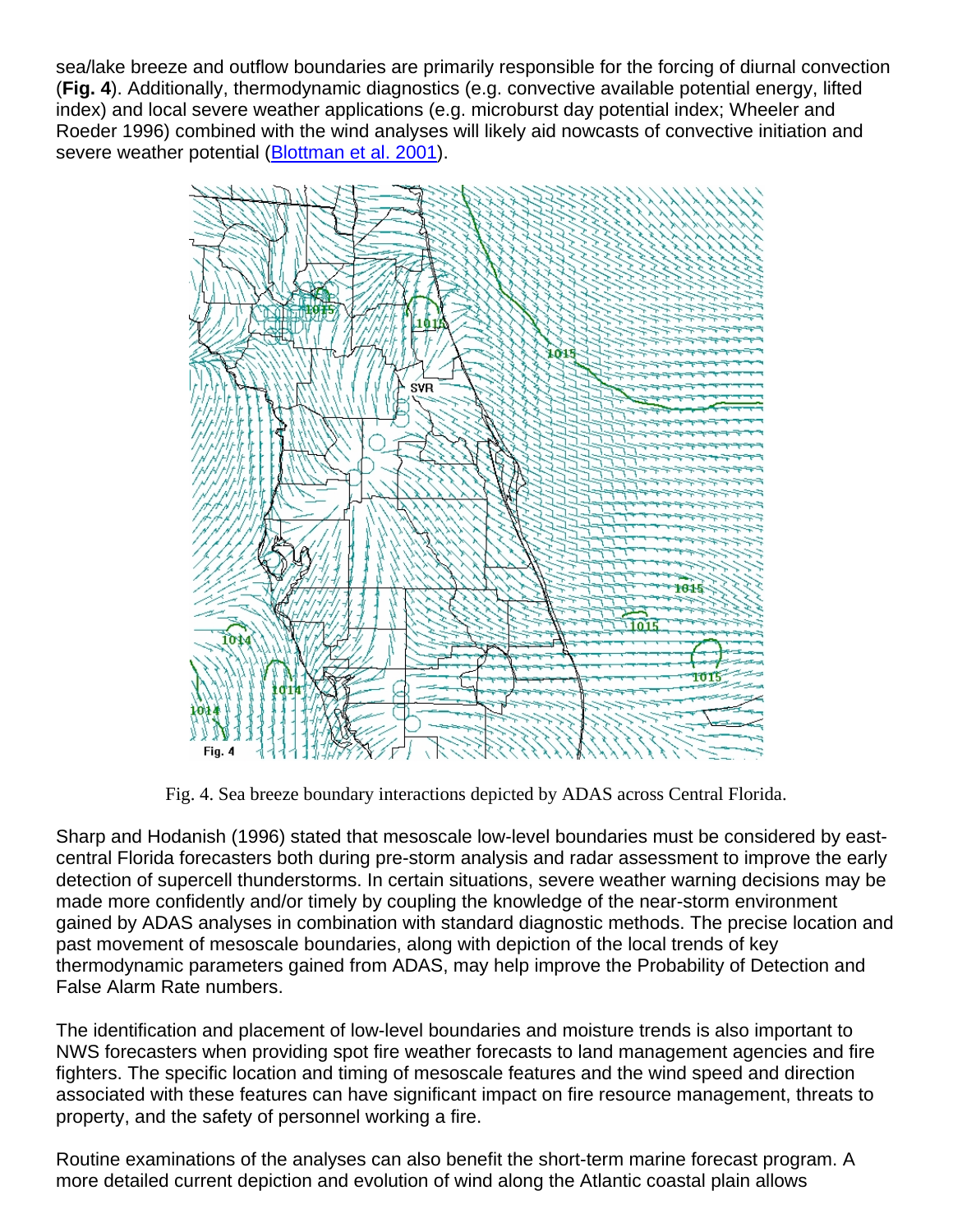sea/lake breeze and outflow boundaries are primarily responsible for the forcing of diurnal convection (**Fig. 4**). Additionally, thermodynamic diagnostics (e.g. convective available potential energy, lifted index) and local severe weather applications (e.g. microburst day potential index; Wheeler and Roeder 1996) combined with the wind analyses will likely aid nowcasts of convective initiation and severe weather potential (Blottman et al. 2001).

Fig. 4. Sea breeze boundary interactions depicted by ADAS across Central Florida.

Sharp and Hodanish (1996) stated that mesoscale low-level boundaries must be considered by east-central Florida forecasters both during pre-storm analysis and radar assessment to improve the early detection of supercell thunderstorms. In certain situations, severe weather warning decisions may be made more confidently and/or timely by coupling the knowledge of the near-storm environment gained by ADAS analyses in combination with standard diagnostic methods. The precise location and past movement of mesoscale boundaries, along with depiction of the local trends of key thermodynamic parameters gained from ADAS, may help improve the Probability of Detection and False Alarm Rate numbers.

The identification and placement of low-level boundaries and moisture trends is also important to NWS forecasters when providing spot fire weather forecasts to land management agencies and fire fighters. The specific location and timing of mesoscale features and the wind speed and direction associated with these features can have significant impact on fire resource management, threats to property, and the safety of personnel working a fire.

Routine examinations of the analyses can also benefit the short-term marine forecast program. A more detailed current depiction and evolution of wind along the Atlantic coastal plain allows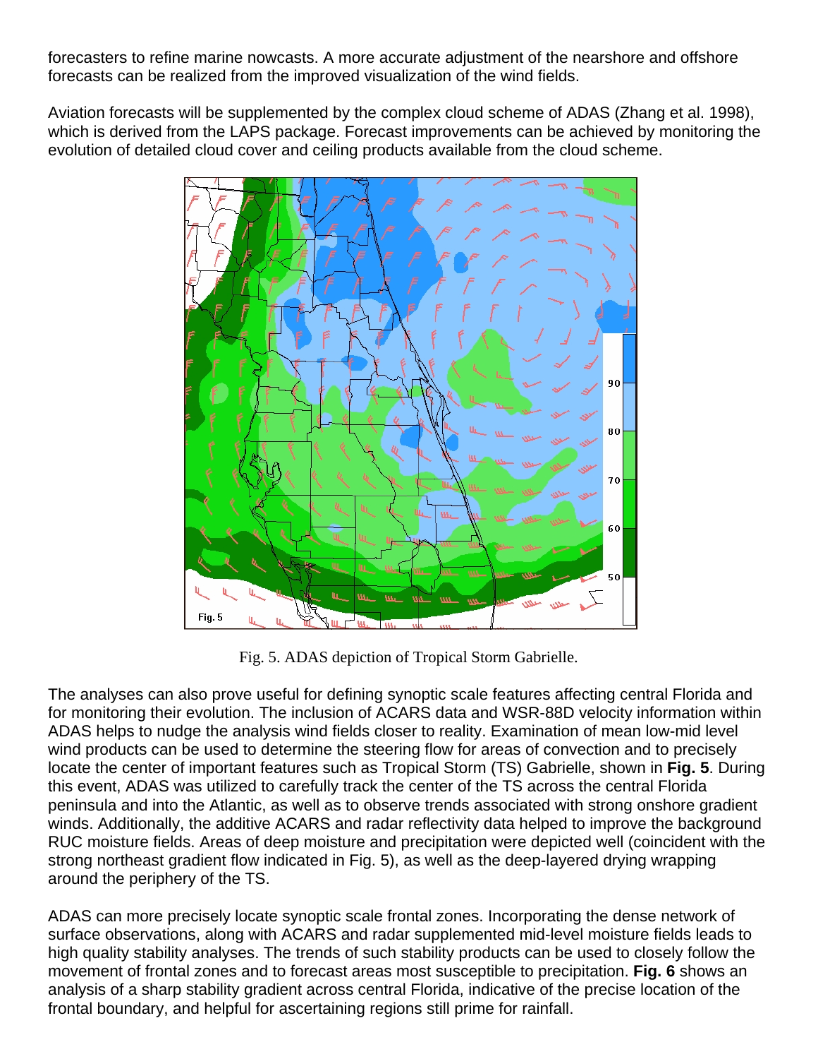forecasters to refine marine nowcasts. A more accurate adjustment of the nearshore and offshore forecasts can be realized from the improved visualization of the wind fields.

Aviation forecasts will be supplemented by the complex cloud scheme of ADAS (Zhang et al. 1998), which is derived from the LAPS package. Forecast improvements can be achieved by monitoring the evolution of detailed cloud cover and ceiling products available from the cloud scheme.

Fig. 5. ADAS depiction of Tropical Storm Gabrielle.

The analyses can also prove useful for defining synoptic scale features affecting central Florida and for monitoring their evolution. The inclusion of ACARS data and WSR-88D velocity information within ADAS helps to nudge the analysis wind fields closer to reality. Examination of mean low-mid level wind products can be used to determine the steering flow for areas of convection and to precisely locate the center of important features such as Tropical Storm (TS) Gabrielle, shown in **Fig. 5**. During this event, ADAS was utilized to carefully track the center of the TS across the central Florida peninsula and into the Atlantic, as well as to observe trends associated with strong onshore gradient winds. Additionally, the additive ACARS and radar reflectivity data helped to improve the background RUC moisture fields. Areas of deep moisture and precipitation were depicted well (coincident with the strong northeast gradient flow indicated in Fig. 5), as well as the deep-layered drying wrapping around the periphery of the TS.

ADAS can more precisely locate synoptic scale frontal zones. Incorporating the dense network of surface observations, along with ACARS and radar supplemented mid-level moisture fields leads to high quality stability analyses. The trends of such stability products can be used to closely follow the movement of frontal zones and to forecast areas most susceptible to precipitation. **Fig. 6** shows an analysis of a sharp stability gradient across central Florida, indicative of the precise location of the frontal boundary, and helpful for ascertaining regions still prime for rainfall.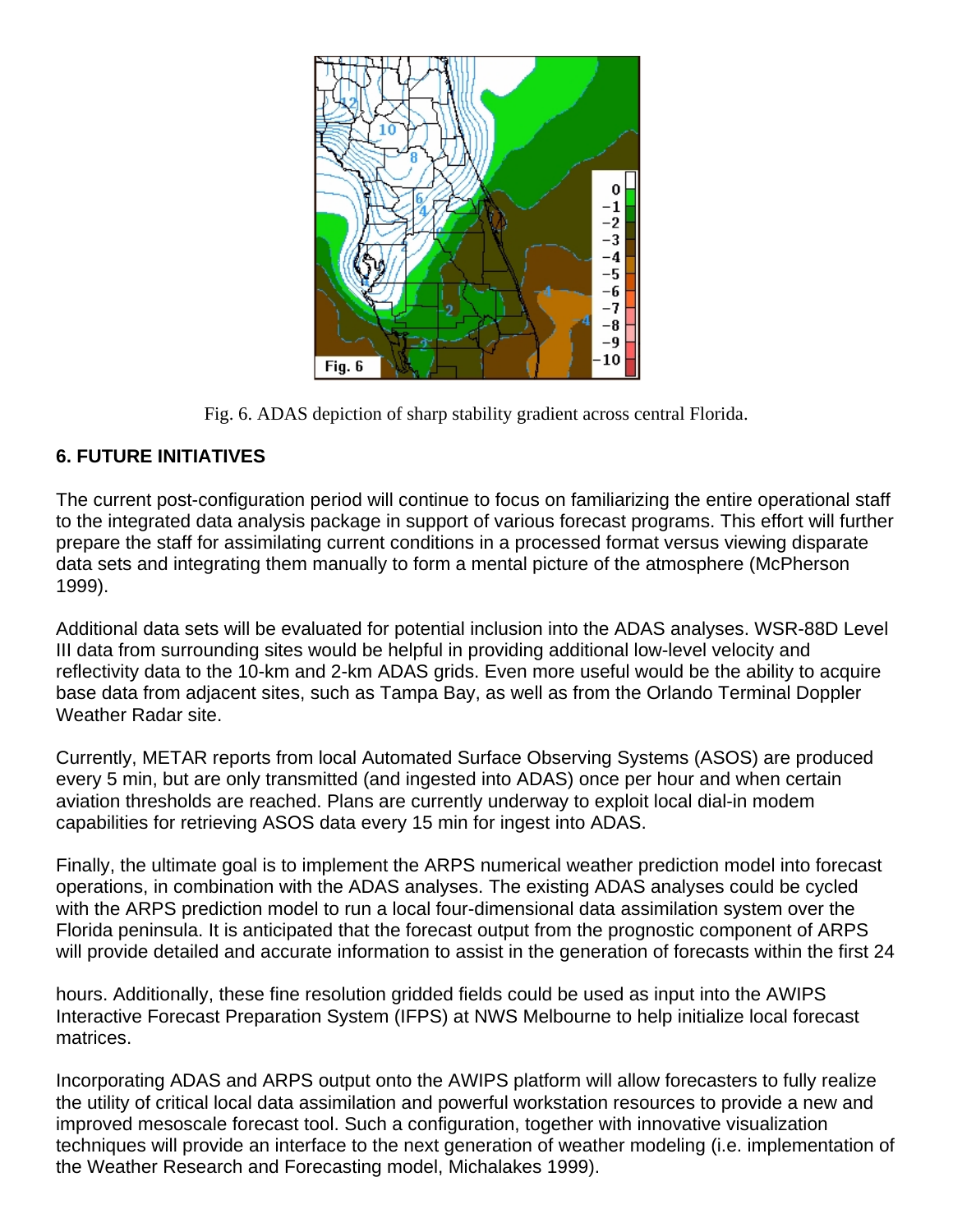Fig. 6. ADAS depiction of sharp stability gradient across central Florida.

## 6. FUTURE INITIATIVES

The current post-configuration period will continue to focus on familiarizing the entire operational staff to the integrated data analysis package in support of various forecast programs. This effort will further prepare the staff for assimilating current conditions in a processed format versus viewing disparate data sets and integrating them manually to form a mental picture of the atmosphere (McPherson 1999).

Additional data sets will be evaluated for potential inclusion into the ADAS analyses. WSR-88D Level III data from surrounding sites would be helpful in providing additional low-level velocity and reflectivity data to the 10-km and 2-km ADAS grids. Even more useful would be the ability to acquire base data from adjacent sites, such as Tampa Bay, as well as from the Orlando Terminal Doppler Weather Radar site.

Currently, METAR reports from local Automated Surface Observing Systems (ASOS) are produced every 5 min, but are only transmitted (and ingested into ADAS) once per hour and when certain aviation thresholds are reached. Plans are currently underway to exploit local dial-in modem capabilities for retrieving ASOS data every 15 min for ingest into ADAS.

Finally, the ultimate goal is to implement the ARPS numerical weather prediction model into forecast operations, in combination with the ADAS analyses. The existing ADAS analyses could be cycled with the ARPS prediction model to run a local four-dimensional data assimilation system over the Florida peninsula. It is anticipated that the forecast output from the prognostic component of ARPS will provide detailed and accurate information to assist in the generation of forecasts within the first 24 hours. Additionally, these fine resolution gridded fields could be used as input into the AWIPS Interactive Forecast Preparation System (IFPS) at NWS Melbourne to help initialize local forecast matrices.

Incorporating ADAS and ARPS output onto the AWIPS platform will allow forecasters to fully realize the utility of critical local data assimilation and powerful workstation resources to provide a new and improved mesoscale forecast tool. Such a configuration, together with innovative visualization techniques will provide an interface to the next generation of weather modeling (i.e. implementation of the Weather Research and Forecasting model, Michalakes 1999).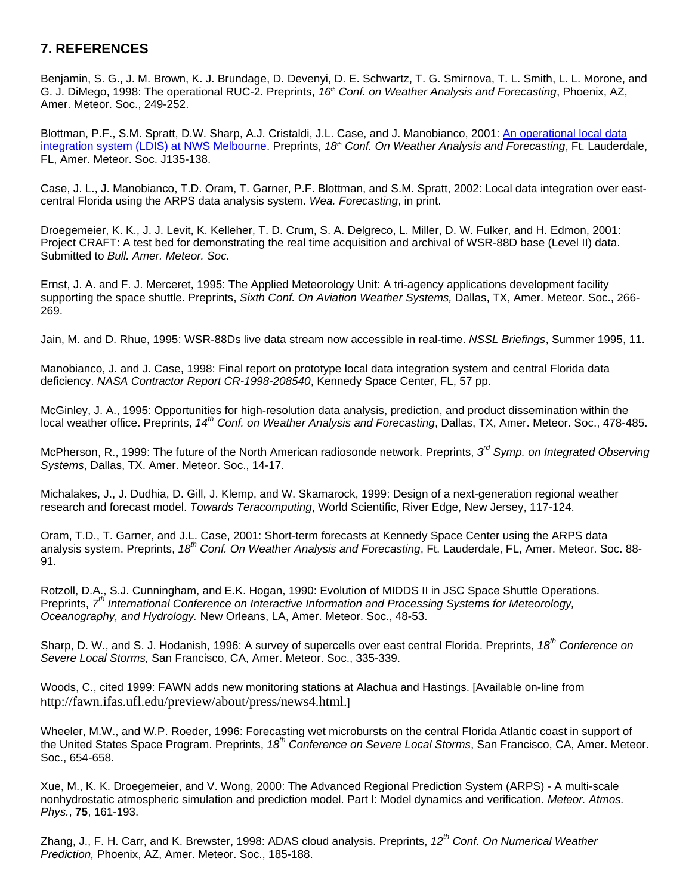## 7. REFERENCES

Benjamin, S. G., J. M. Brown, K. J. Brundage, D. Devenyi, D. E. Schwartz, T. G. Smirnova, T. L. Smith, L. L. Morone, and G. J. DiMego, 1998: The operational RUC-2. Preprints, *16th Conf. on Weather Analysis and Forecasting*, Phoenix, AZ, Amer. Meteor. Soc., 249-252.

Blottman, P.F., S.M. Spratt, D.W. Sharp, A.J. Cristaldi, J.L. Case, and J. Manobianco, 2001: An operational local data integration system (LDIS) at NWS Melbourne. Preprints, *18th Conf. On Weather Analysis and Forecasting*, Ft. Lauderdale, FL, Amer. Meteor. Soc. J135-138.

Case, J. L., J. Manobianco, T.D. Oram, T. Garner, P.F. Blottman, and S.M. Spratt, 2002: Local data integration over east-central Florida using the ARPS data analysis system. *Wea. Forecasting*, in print.

Droegemeier, K. K., J. J. Levit, K. Kelleher, T. D. Crum, S. A. Delgreco, L. Miller, D. W. Fulker, and H. Edmon, 2001: Project CRAFT: A test bed for demonstrating the real time acquisition and archival of WSR-88D base (Level II) data. Submitted to *Bull. Amer. Meteor. Soc.*

Ernst, J. A. and F. J. Merceret, 1995: The Applied Meteorology Unit: A tri-agency applications development facility supporting the space shuttle. Preprints, *Sixth Conf. On Aviation Weather Systems,* Dallas, TX, Amer. Meteor. Soc., 266-269.

Jain, M. and D. Rhue, 1995: WSR-88Ds live data stream now accessible in real-time. *NSSL Briefings*, Summer 1995, 11.

Manobianco, J. and J. Case, 1998: Final report on prototype local data integration system and central Florida data deficiency. *NASA Contractor Report CR-1998-208540*, Kennedy Space Center, FL, 57 pp.

McGinley, J. A., 1995: Opportunities for high-resolution data analysis, prediction, and product dissemination within the local weather office. Preprints, *14th Conf. on Weather Analysis and Forecasting*, Dallas, TX, Amer. Meteor. Soc., 478-485.

McPherson, R., 1999: The future of the North American radiosonde network. Preprints, *3rd Symp. on Integrated Observing Systems*, Dallas, TX. Amer. Meteor. Soc., 14-17.

Michalakes, J., J. Dudhia, D. Gill, J. Klemp, and W. Skamarock, 1999: Design of a next-generation regional weather research and forecast model. *Towards Teracomputing*, World Scientific, River Edge, New Jersey, 117-124.

Oram, T.D., T. Garner, and J.L. Case, 2001: Short-term forecasts at Kennedy Space Center using the ARPS data analysis system. Preprints, *18th Conf. On Weather Analysis and Forecasting*, Ft. Lauderdale, FL, Amer. Meteor. Soc. 88-91.

Rotzoll, D.A., S.J. Cunningham, and E.K. Hogan, 1990: Evolution of MIDDS II in JSC Space Shuttle Operations. Preprints, *7th International Conference on Interactive Information and Processing Systems for Meteorology, Oceanography, and Hydrology.* New Orleans, LA, Amer. Meteor. Soc., 48-53.

Sharp, D. W., and S. J. Hodanish, 1996: A survey of supercells over east central Florida. Preprints, *18th Conference on Severe Local Storms,* San Francisco, CA, Amer. Meteor. Soc., 335-339.

Woods, C., cited 1999: FAWN adds new monitoring stations at Alachua and Hastings. [Available on-line from http://fawn.ifas.ufl.edu/preview/about/press/news4.html.]

Wheeler, M.W., and W.P. Roeder, 1996: Forecasting wet microbursts on the central Florida Atlantic coast in support of the United States Space Program. Preprints, *18th Conference on Severe Local Storms*, San Francisco, CA, Amer. Meteor. Soc., 654-658.

Xue, M., K. K. Droegemeier, and V. Wong, 2000: The Advanced Regional Prediction System (ARPS) - A multi-scale nonhydrostatic atmospheric simulation and prediction model. Part I: Model dynamics and verification. *Meteor. Atmos. Phys.*, **75**, 161-193.

Zhang, J., F. H. Carr, and K. Brewster, 1998: ADAS cloud analysis. Preprints, *12th Conf. On Numerical Weather Prediction,* Phoenix, AZ, Amer. Meteor. Soc., 185-188.